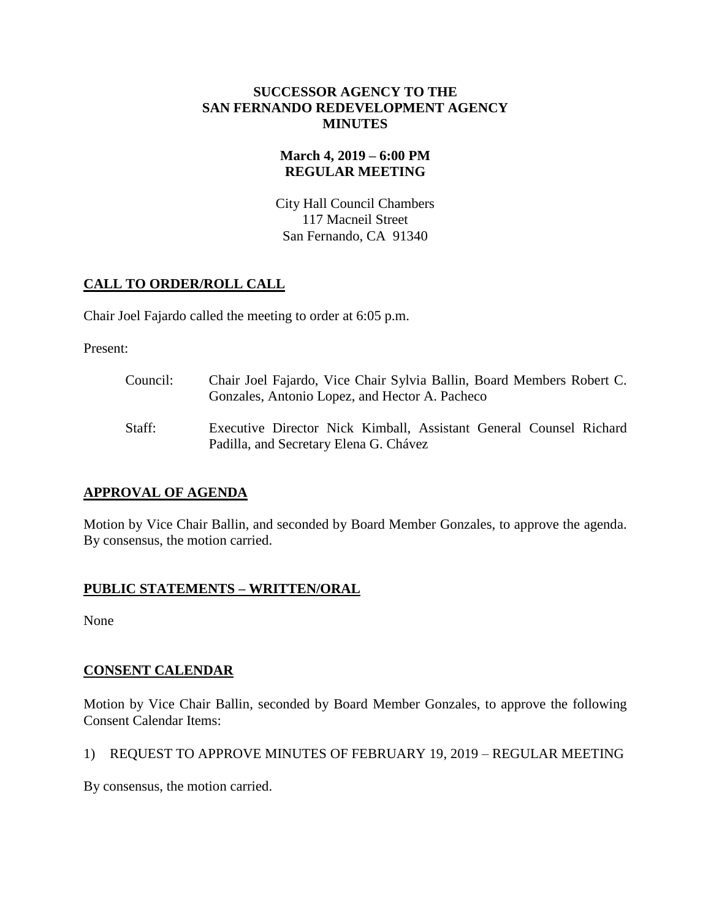**SUCCESSOR AGENCY TO THE
SAN FERNANDO REDEVELOPMENT AGENCY
MINUTES**

**March 4, 2019 – 6:00 PM
REGULAR MEETING**

City Hall Council Chambers
117 Macneil Street
San Fernando, CA 91340

## CALL TO ORDER/ROLL CALL

Chair Joel Fajardo called the meeting to order at 6:05 p.m.

Present:

Council: Chair Joel Fajardo, Vice Chair Sylvia Ballin, Board Members Robert C. Gonzales, Antonio Lopez, and Hector A. Pacheco

Staff: Executive Director Nick Kimball, Assistant General Counsel Richard Padilla, and Secretary Elena G. Chávez

## APPROVAL OF AGENDA

Motion by Vice Chair Ballin, and seconded by Board Member Gonzales, to approve the agenda. By consensus, the motion carried.

## PUBLIC STATEMENTS – WRITTEN/ORAL

None

## CONSENT CALENDAR

Motion by Vice Chair Ballin, seconded by Board Member Gonzales, to approve the following Consent Calendar Items:

1) REQUEST TO APPROVE MINUTES OF FEBRUARY 19, 2019 – REGULAR MEETING

By consensus, the motion carried.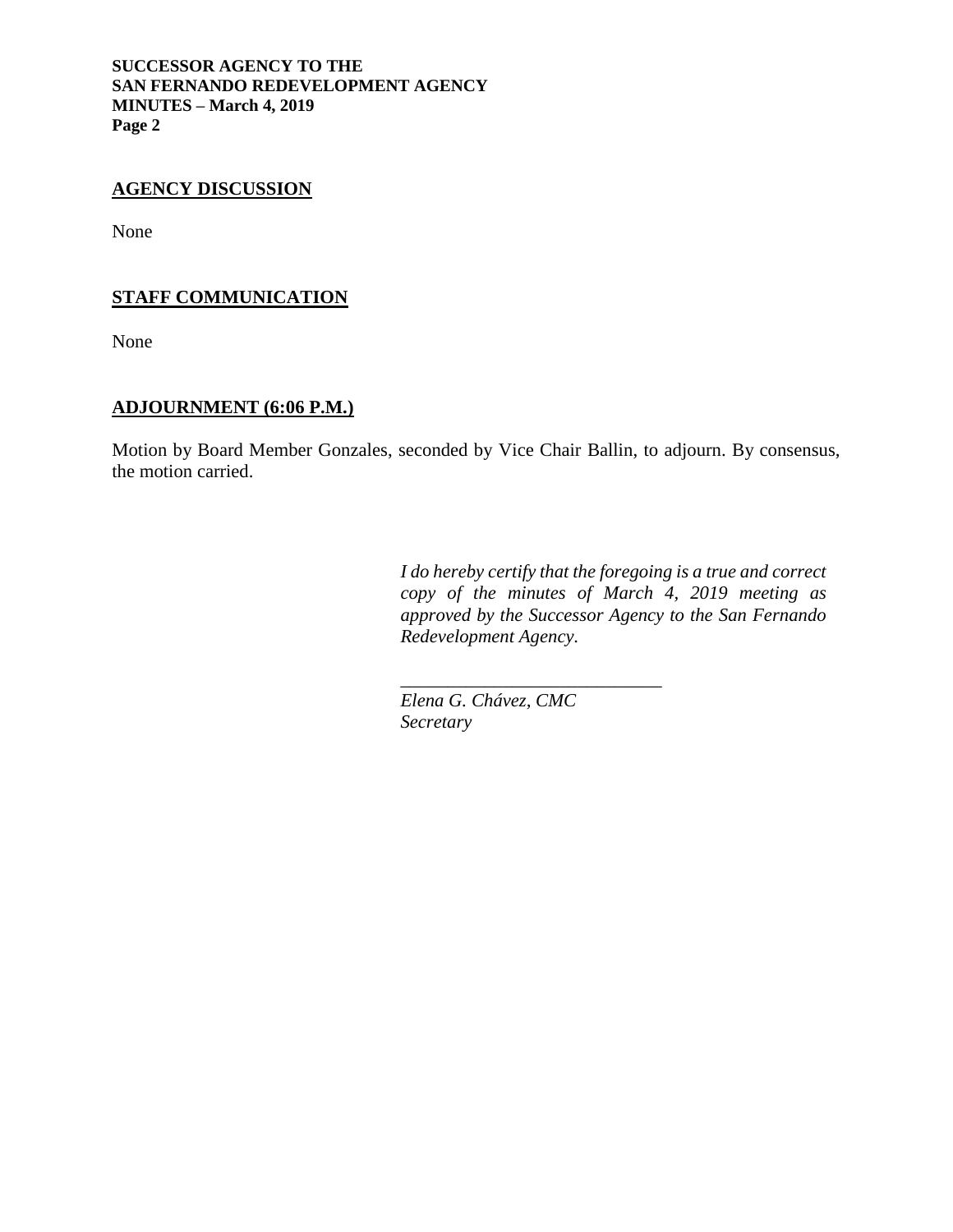## AGENCY DISCUSSION

None

## STAFF COMMUNICATION

None

## ADJOURNMENT (6:06 P.M.)

Motion by Board Member Gonzales, seconded by Vice Chair Ballin, to adjourn. By consensus, the motion carried.

*I do hereby certify that the foregoing is a true and correct copy of the minutes of March 4, 2019 meeting as approved by the Successor Agency to the San Fernando Redevelopment Agency.*

\_\_\_\_\_\_\_\_\_\_\_\_\_\_\_\_\_\_\_\_\_\_\_\_\_\_\_\_

*Elena G. Chávez, CMC*
*Secretary*